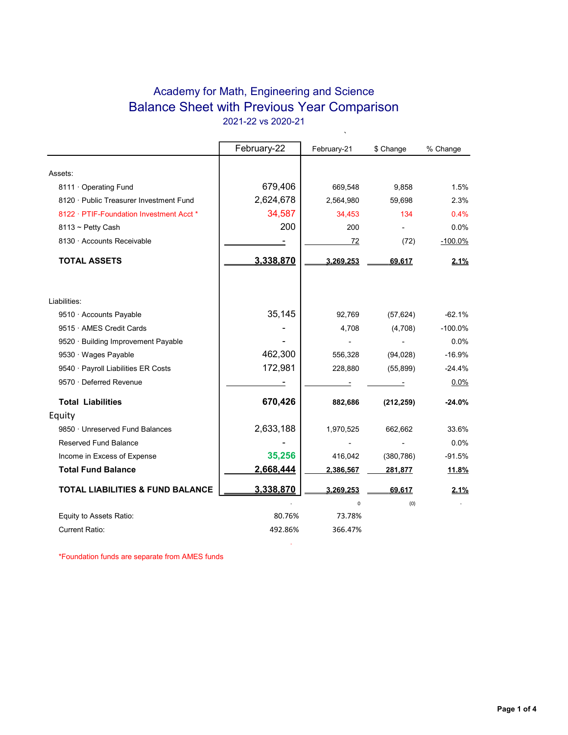# Academy for Math, Engineering and Science

## Balance Sheet with Previous Year Comparison

2021-22 vs 2020-21

| | February-22 | February-21 | $ Change | % Change |
|---|---|---|---|---|
| **Assets:** | | | | |
| 8111 · Operating Fund | 679,406 | 669,548 | 9,858 | 1.5% |
| 8120 · Public Treasurer Investment Fund | 2,624,678 | 2,564,980 | 59,698 | 2.3% |
| 8122 · PTIF-Foundation Investment Acct * | 34,587 | 34,453 | 134 | 0.4% |
| 8113 ~ Petty Cash | 200 | 200 | - | 0.0% |
| 8130 · Accounts Receivable | - | 72 | (72) | -100.0% |
| **TOTAL ASSETS** | **3,338,870** | **3,269,253** | **69,617** | **2.1%** |
| **Liabilities:** | | | | |
| 9510 · Accounts Payable | 35,145 | 92,769 | (57,624) | -62.1% |
| 9515 · AMES Credit Cards | - | 4,708 | (4,708) | -100.0% |
| 9520 · Building Improvement Payable | - | - | - | 0.0% |
| 9530 · Wages Payable | 462,300 | 556,328 | (94,028) | -16.9% |
| 9540 · Payroll Liabilities ER Costs | 172,981 | 228,880 | (55,899) | -24.4% |
| 9570 · Deferred Revenue | - | - | - | 0.0% |
| **Total Liabilities** | **670,426** | **882,686** | **(212,259)** | **-24.0%** |
| **Equity** | | | | |
| 9850 · Unreserved Fund Balances | 2,633,188 | 1,970,525 | 662,662 | 33.6% |
| Reserved Fund Balance | - | - | - | 0.0% |
| Income in Excess of Expense | 35,256 | 416,042 | (380,786) | -91.5% |
| **Total Fund Balance** | **2,668,444** | **2,386,567** | **281,877** | **11.8%** |
| **TOTAL LIABILITIES & FUND BALANCE** | **3,338,870** | **3,269,253** | **69,617** | **2.1%** |
| | - | 0 | (0) | - |
| Equity to Assets Ratio: | 80.76% | 73.78% | | |
| Current Ratio: | 492.86% | 366.47% | | |

*Foundation funds are separate from AMES funds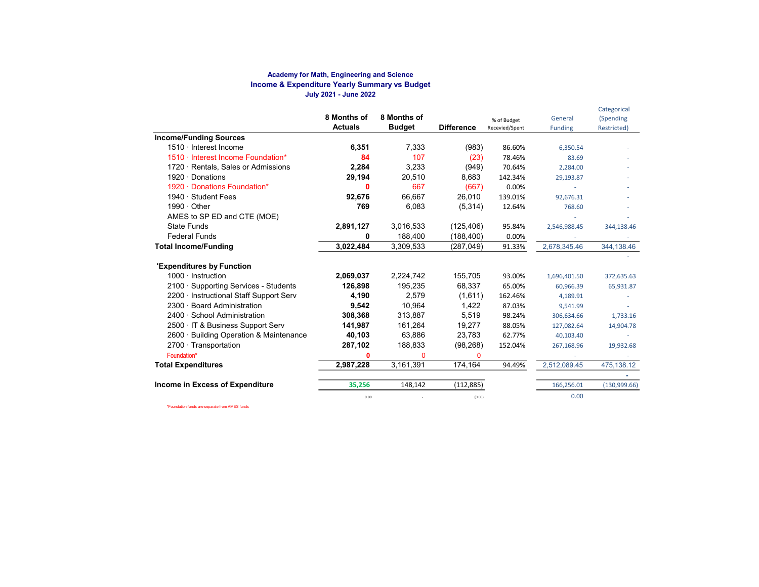**Academy for Math, Engineering and Science**

**Income & Expenditure Yearly Summary vs Budget**

**July 2021 - June 2022**

| | 8 Months of Actuals | 8 Months of Budget | Difference | % of Budget Recevied/Spent | General Funding | Categorical (Spending Restricted) |
|---|---|---|---|---|---|---|
| **Income/Funding Sources** | | | | | | |
| 1510 · Interest Income | **6,351** | 7,333 | (983) | 86.60% | 6,350.54 | - |
| 1510 · Interest Income Foundation* | **84** | 107 | (23) | 78.46% | 83.69 | - |
| 1720 · Rentals, Sales or Admissions | **2,284** | 3,233 | (949) | 70.64% | 2,284.00 | - |
| 1920 · Donations | **29,194** | 20,510 | 8,683 | 142.34% | 29,193.87 | - |
| 1920 · Donations Foundation* | **0** | 667 | (667) | 0.00% | - | - |
| 1940 · Student Fees | **92,676** | 66,667 | 26,010 | 139.01% | 92,676.31 | - |
| 1990 · Other | **769** | 6,083 | (5,314) | 12.64% | 768.60 | - |
| AMES to SP ED and CTE (MOE) | | | | | - | - |
| State Funds | **2,891,127** | 3,016,533 | (125,406) | 95.84% | 2,546,988.45 | 344,138.46 |
| Federal Funds | **0** | 188,400 | (188,400) | 0.00% | - | - |
| **Total Income/Funding** | **3,022,484** | 3,309,533 | (287,049) | 91.33% | 2,678,345.46 | 344,138.46 |
| | | | | | | - |
| **'Expenditures by Function** | | | | | | |
| 1000 · Instruction | **2,069,037** | 2,224,742 | 155,705 | 93.00% | 1,696,401.50 | 372,635.63 |
| 2100 · Supporting Services - Students | **126,898** | 195,235 | 68,337 | 65.00% | 60,966.39 | 65,931.87 |
| 2200 · Instructional Staff Support Serv | **4,190** | 2,579 | (1,611) | 162.46% | 4,189.91 | - |
| 2300 · Board Administration | **9,542** | 10,964 | 1,422 | 87.03% | 9,541.99 | - |
| 2400 · School Administration | **308,368** | 313,887 | 5,519 | 98.24% | 306,634.66 | 1,733.16 |
| 2500 · IT & Business Support Serv | **141,987** | 161,264 | 19,277 | 88.05% | 127,082.64 | 14,904.78 |
| 2600 · Building Operation & Maintenance | **40,103** | 63,886 | 23,783 | 62.77% | 40,103.40 | - |
| 2700 · Transportation | **287,102** | 188,833 | (98,268) | 152.04% | 267,168.96 | 19,932.68 |
| Foundation* | **0** | 0 | 0 | | - | - |
| **Total Expenditures** | **2,987,228** | 3,161,391 | 174,164 | 94.49% | 2,512,089.45 | 475,138.12 |
| | | | | | | - |
| **Income in Excess of Expenditure** | **35,256** | 148,142 | (112,885) | | 166,256.01 | (130,999.66) |
| | 0.00 | - | (0.00) | | 0.00 | |

*Foundation funds are separate from AMES funds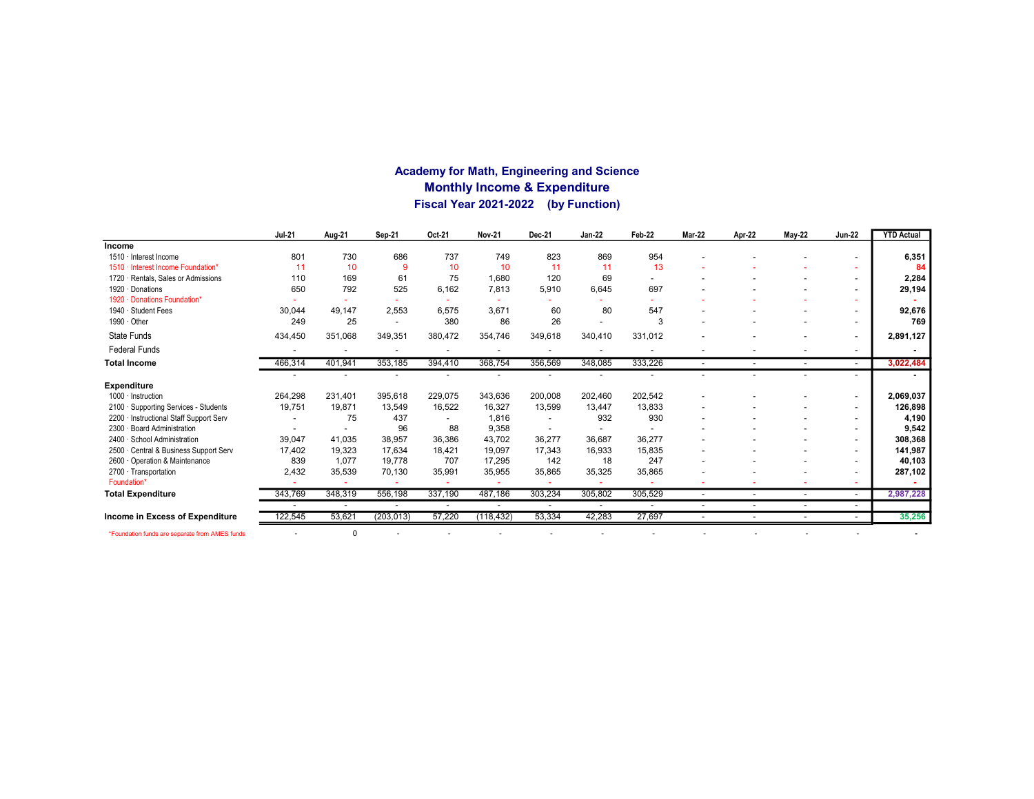## Academy for Math, Engineering and Science
## Monthly Income & Expenditure
## Fiscal Year 2021-2022 (by Function)

| | Jul-21 | Aug-21 | Sep-21 | Oct-21 | Nov-21 | Dec-21 | Jan-22 | Feb-22 | Mar-22 | Apr-22 | May-22 | Jun-22 | YTD Actual |
|---|---|---|---|---|---|---|---|---|---|---|---|---|---|
| **Income** | | | | | | | | | | | | | |
| 1510 · Interest Income | 801 | 730 | 686 | 737 | 749 | 823 | 869 | 954 | - | - | - | - | **6,351** |
| 1510 · Interest Income Foundation* | 11 | 10 | 9 | 10 | 10 | 11 | 11 | 13 | - | - | - | - | **84** |
| 1720 · Rentals, Sales or Admissions | 110 | 169 | 61 | 75 | 1,680 | 120 | 69 | - | - | - | - | - | **2,284** |
| 1920 · Donations | 650 | 792 | 525 | 6,162 | 7,813 | 5,910 | 6,645 | 697 | - | - | - | - | **29,194** |
| 1920 · Donations Foundation* | - | - | - | - | - | - | - | - | - | - | - | - | **-** |
| 1940 · Student Fees | 30,044 | 49,147 | 2,553 | 6,575 | 3,671 | 60 | 80 | 547 | - | - | - | - | **92,676** |
| 1990 · Other | 249 | 25 | - | 380 | 86 | 26 | - | 3 | - | - | - | - | **769** |
| State Funds | 434,450 | 351,068 | 349,351 | 380,472 | 354,746 | 349,618 | 340,410 | 331,012 | - | - | - | - | **2,891,127** |
| Federal Funds | - | - | - | - | - | - | - | - | - | - | - | - | **-** |
| **Total Income** | 466,314 | 401,941 | 353,185 | 394,410 | 368,754 | 356,569 | 348,085 | 333,226 | - | - | - | - | **3,022,484** |
| | - | - | - | - | - | - | - | - | - | - | - | - | **-** |
| **Expenditure** | | | | | | | | | | | | | |
| 1000 · Instruction | 264,298 | 231,401 | 395,618 | 229,075 | 343,636 | 200,008 | 202,460 | 202,542 | - | - | - | - | **2,069,037** |
| 2100 · Supporting Services - Students | 19,751 | 19,871 | 13,549 | 16,522 | 16,327 | 13,599 | 13,447 | 13,833 | - | - | - | - | **126,898** |
| 2200 · Instructional Staff Support Serv | - | 75 | 437 | - | 1,816 | - | 932 | 930 | - | - | - | - | **4,190** |
| 2300 · Board Administration | - | - | 96 | 88 | 9,358 | - | - | - | - | - | - | - | **9,542** |
| 2400 · School Administration | 39,047 | 41,035 | 38,957 | 36,386 | 43,702 | 36,277 | 36,687 | 36,277 | - | - | - | - | **308,368** |
| 2500 · Central & Business Support Serv | 17,402 | 19,323 | 17,634 | 18,421 | 19,097 | 17,343 | 16,933 | 15,835 | - | - | - | - | **141,987** |
| 2600 · Operation & Maintenance | 839 | 1,077 | 19,778 | 707 | 17,295 | 142 | 18 | 247 | - | - | - | - | **40,103** |
| 2700 · Transportation | 2,432 | 35,539 | 70,130 | 35,991 | 35,955 | 35,865 | 35,325 | 35,865 | - | - | - | - | **287,102** |
| Foundation* | - | - | - | - | - | - | - | - | - | - | - | - | **-** |
| **Total Expenditure** | 343,769 | 348,319 | 556,198 | 337,190 | 487,186 | 303,234 | 305,802 | 305,529 | - | - | - | - | **2,987,228** |
| | - | - | - | - | - | - | - | - | - | - | - | - | |
| **Income in Excess of Expenditure** | 122,545 | 53,621 | (203,013) | 57,220 | (118,432) | 53,334 | 42,283 | 27,697 | - | - | - | - | **35,256** |
| *Foundation funds are separate from AMES funds | - | 0 | - | - | - | - | - | - | - | - | - | - | - |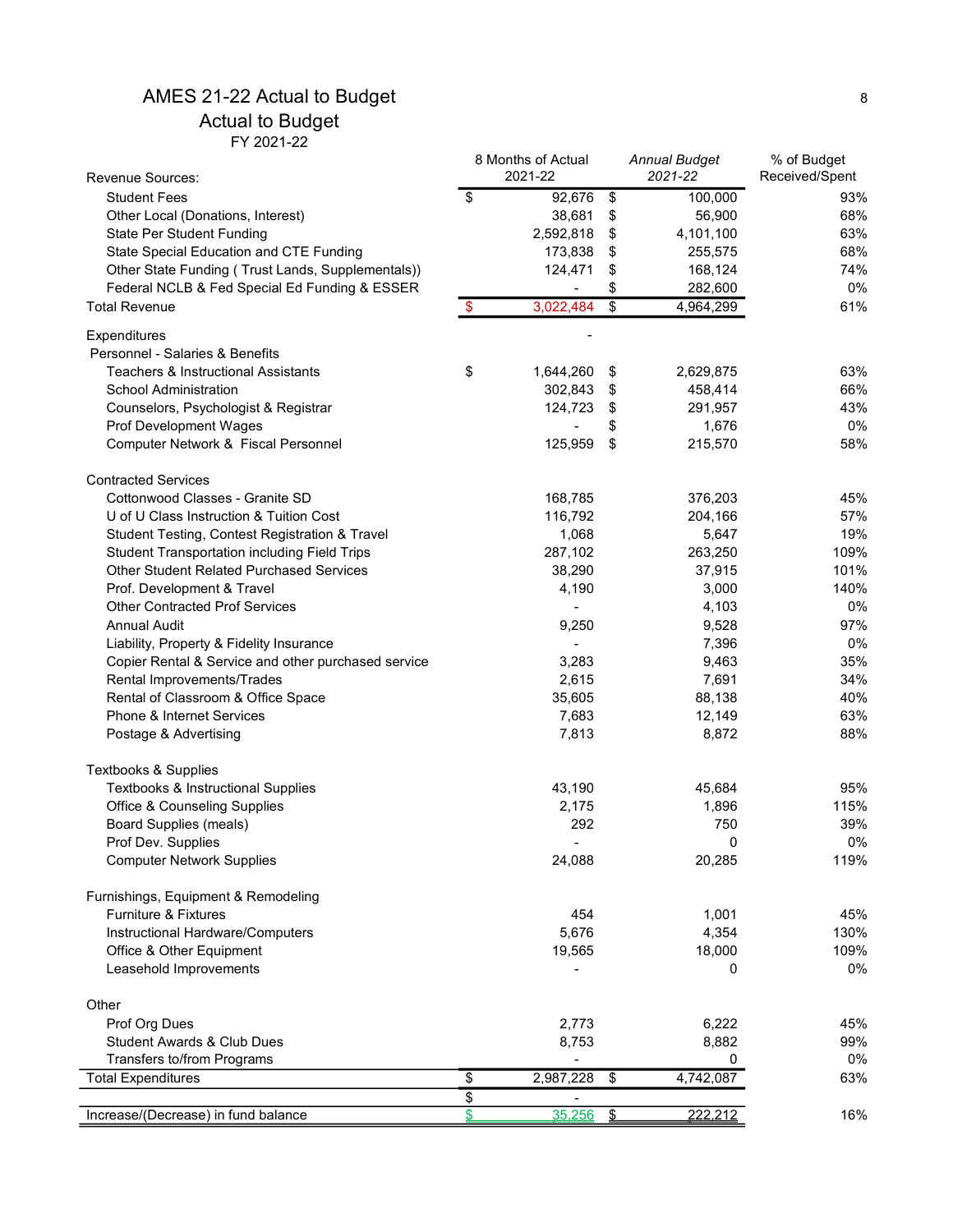# AMES 21-22 Actual to Budget

## Actual to Budget

FY 2021-22

| Revenue Sources: | 8 Months of Actual 2021-22 | *Annual Budget 2021-22* | % of Budget Received/Spent |
|---|---|---|---|
| Student Fees | $ 92,676 | $ 100,000 | 93% |
| Other Local (Donations, Interest) | 38,681 | $ 56,900 | 68% |
| State Per Student Funding | 2,592,818 | $ 4,101,100 | 63% |
| State Special Education and CTE Funding | 173,838 | $ 255,575 | 68% |
| Other State Funding ( Trust Lands, Supplementals)) | 124,471 | $ 168,124 | 74% |
| Federal NCLB & Fed Special Ed Funding & ESSER | - | $ 282,600 | 0% |
| Total Revenue | $ 3,022,484 | $ 4,964,299 | 61% |
| Expenditures | - | | |
| Personnel - Salaries & Benefits | | | |
| Teachers & Instructional Assistants | $ 1,644,260 | $ 2,629,875 | 63% |
| School Administration | 302,843 | $ 458,414 | 66% |
| Counselors, Psychologist & Registrar | 124,723 | $ 291,957 | 43% |
| Prof Development Wages | - | $ 1,676 | 0% |
| Computer Network & Fiscal Personnel | 125,959 | $ 215,570 | 58% |
| Contracted Services | | | |
| Cottonwood Classes - Granite SD | 168,785 | 376,203 | 45% |
| U of U Class Instruction & Tuition Cost | 116,792 | 204,166 | 57% |
| Student Testing, Contest Registration & Travel | 1,068 | 5,647 | 19% |
| Student Transportation including Field Trips | 287,102 | 263,250 | 109% |
| Other Student Related Purchased Services | 38,290 | 37,915 | 101% |
| Prof. Development & Travel | 4,190 | 3,000 | 140% |
| Other Contracted Prof Services | - | 4,103 | 0% |
| Annual Audit | 9,250 | 9,528 | 97% |
| Liability, Property & Fidelity Insurance | - | 7,396 | 0% |
| Copier Rental & Service and other purchased service | 3,283 | 9,463 | 35% |
| Rental Improvements/Trades | 2,615 | 7,691 | 34% |
| Rental of Classroom & Office Space | 35,605 | 88,138 | 40% |
| Phone & Internet Services | 7,683 | 12,149 | 63% |
| Postage & Advertising | 7,813 | 8,872 | 88% |
| Textbooks & Supplies | | | |
| Textbooks & Instructional Supplies | 43,190 | 45,684 | 95% |
| Office & Counseling Supplies | 2,175 | 1,896 | 115% |
| Board Supplies (meals) | 292 | 750 | 39% |
| Prof Dev. Supplies | - | 0 | 0% |
| Computer Network Supplies | 24,088 | 20,285 | 119% |
| Furnishings, Equipment & Remodeling | | | |
| Furniture & Fixtures | 454 | 1,001 | 45% |
| Instructional Hardware/Computers | 5,676 | 4,354 | 130% |
| Office & Other Equipment | 19,565 | 18,000 | 109% |
| Leasehold Improvements | - | 0 | 0% |
| Other | | | |
| Prof Org Dues | 2,773 | 6,222 | 45% |
| Student Awards & Club Dues | 8,753 | 8,882 | 99% |
| Transfers to/from Programs | - | 0 | 0% |
| Total Expenditures | $ 2,987,228 | $ 4,742,087 | 63% |
| | $ - | | |
| Increase/(Decrease) in fund balance | $ 35,256 | $ 222,212 | 16% |